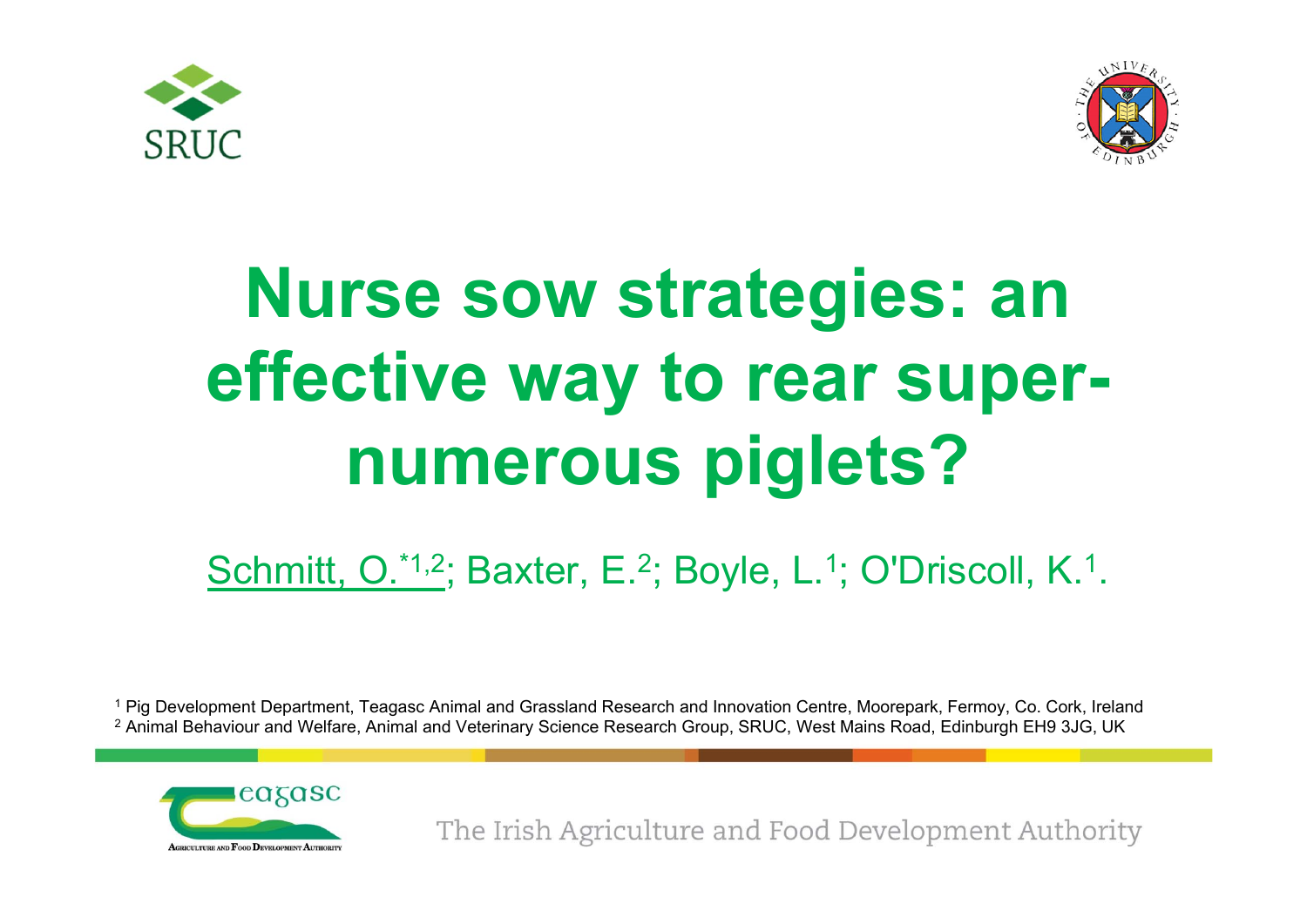# Nurse sow strategies: an effective way to rear super-numerous piglets?

Schmitt, O.[*1,2]; Baxter, E.[2]; Boyle, L.[1]; O'Driscoll, K.[1].

[1] Pig Development Department, Teagasc Animal and Grassland Research and Innovation Centre, Moorepark, Fermoy, Co. Cork, Ireland
[2] Animal Behaviour and Welfare, Animal and Veterinary Science Research Group, SRUC, West Mains Road, Edinburgh EH9 3JG, UK

The Irish Agriculture and Food Development Authority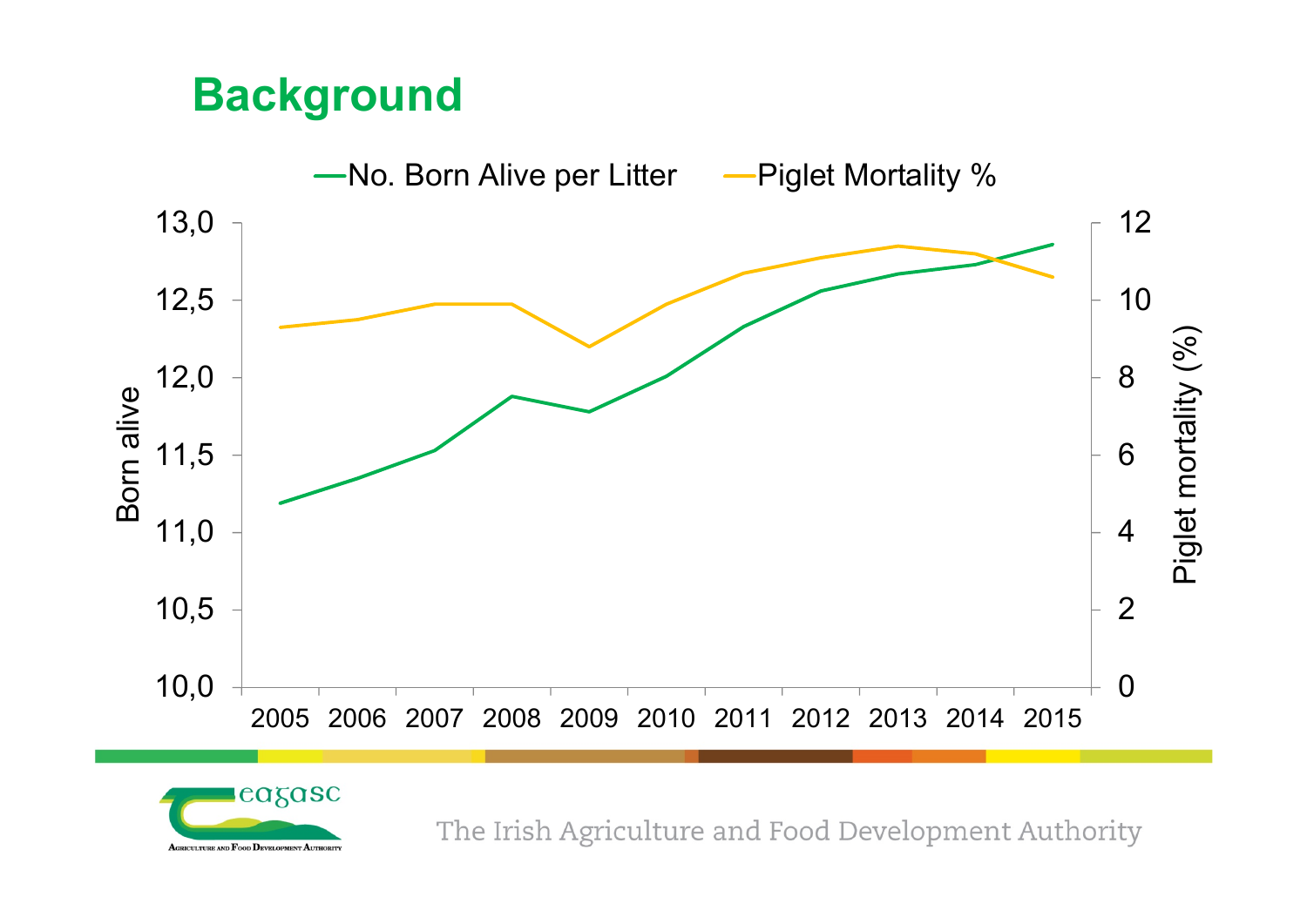# Background

No. Born Alive per Litter — Piglet Mortality %

Born alive (left axis: 10,0 – 13,0); Piglet mortality (%) (right axis: 0 – 12)

2005 2006 2007 2008 2009 2010 2011 2012 2013 2014 2015

The Irish Agriculture and Food Development Authority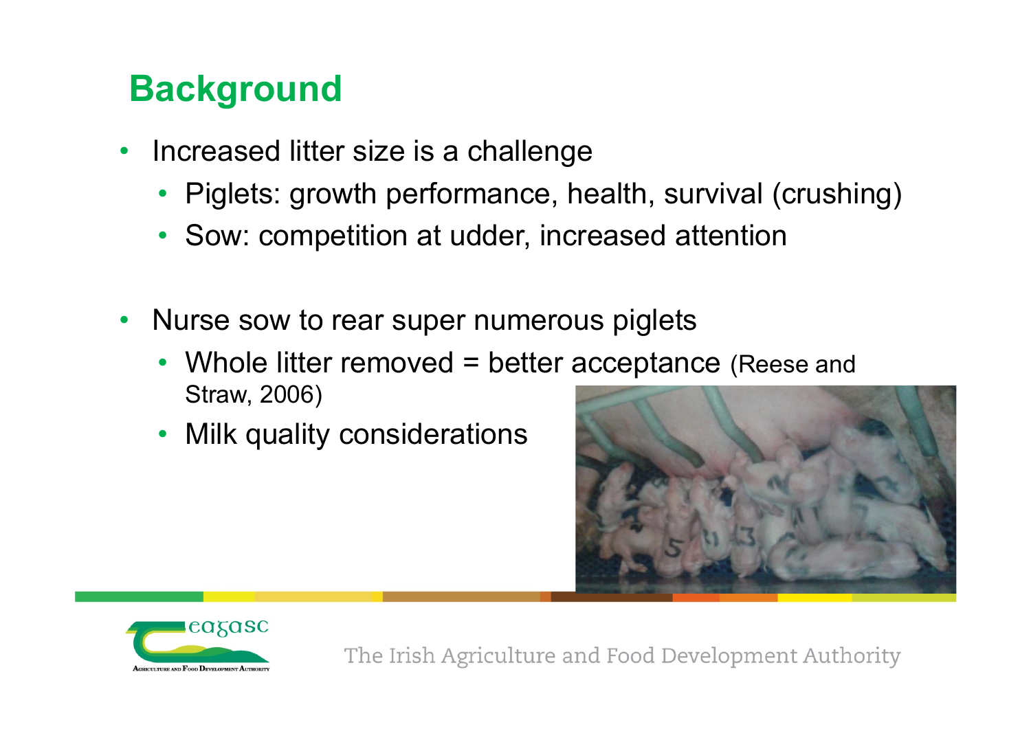## Background

- Increased litter size is a challenge
  - Piglets: growth performance, health, survival (crushing)
  - Sow: competition at udder, increased attention
- Nurse sow to rear super numerous piglets
  - Whole litter removed = better acceptance (Reese and Straw, 2006)
  - Milk quality considerations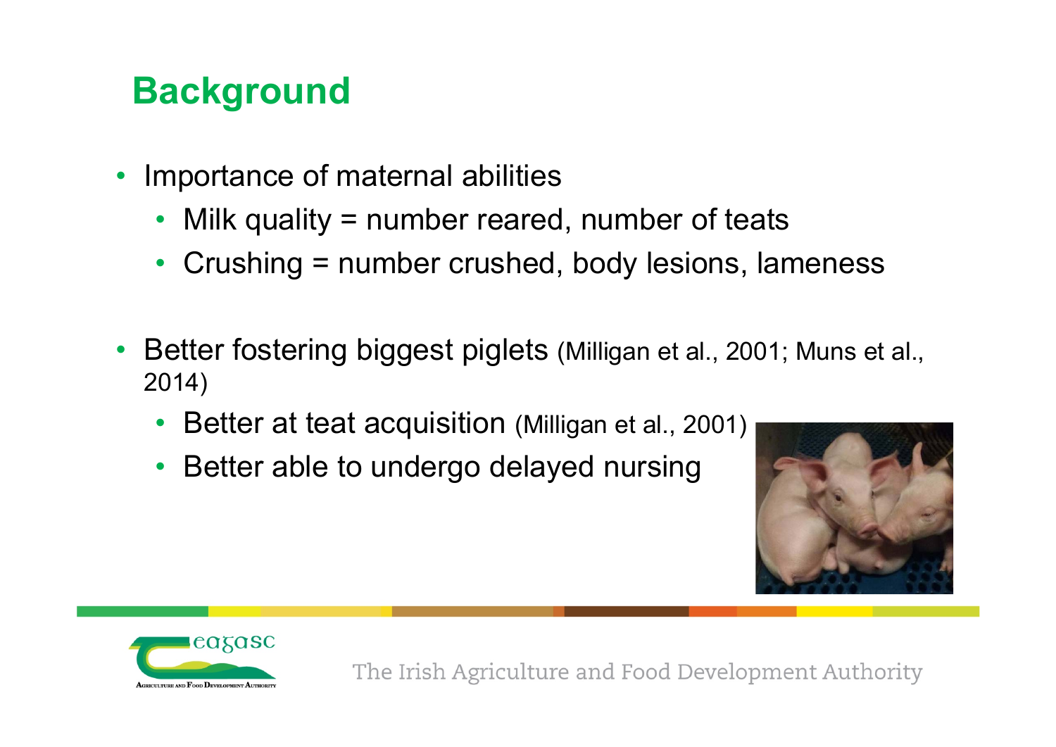## Background

- Importance of maternal abilities
  - Milk quality = number reared, number of teats
  - Crushing = number crushed, body lesions, lameness
- Better fostering biggest piglets (Milligan et al., 2001; Muns et al., 2014)
  - Better at teat acquisition (Milligan et al., 2001)
  - Better able to undergo delayed nursing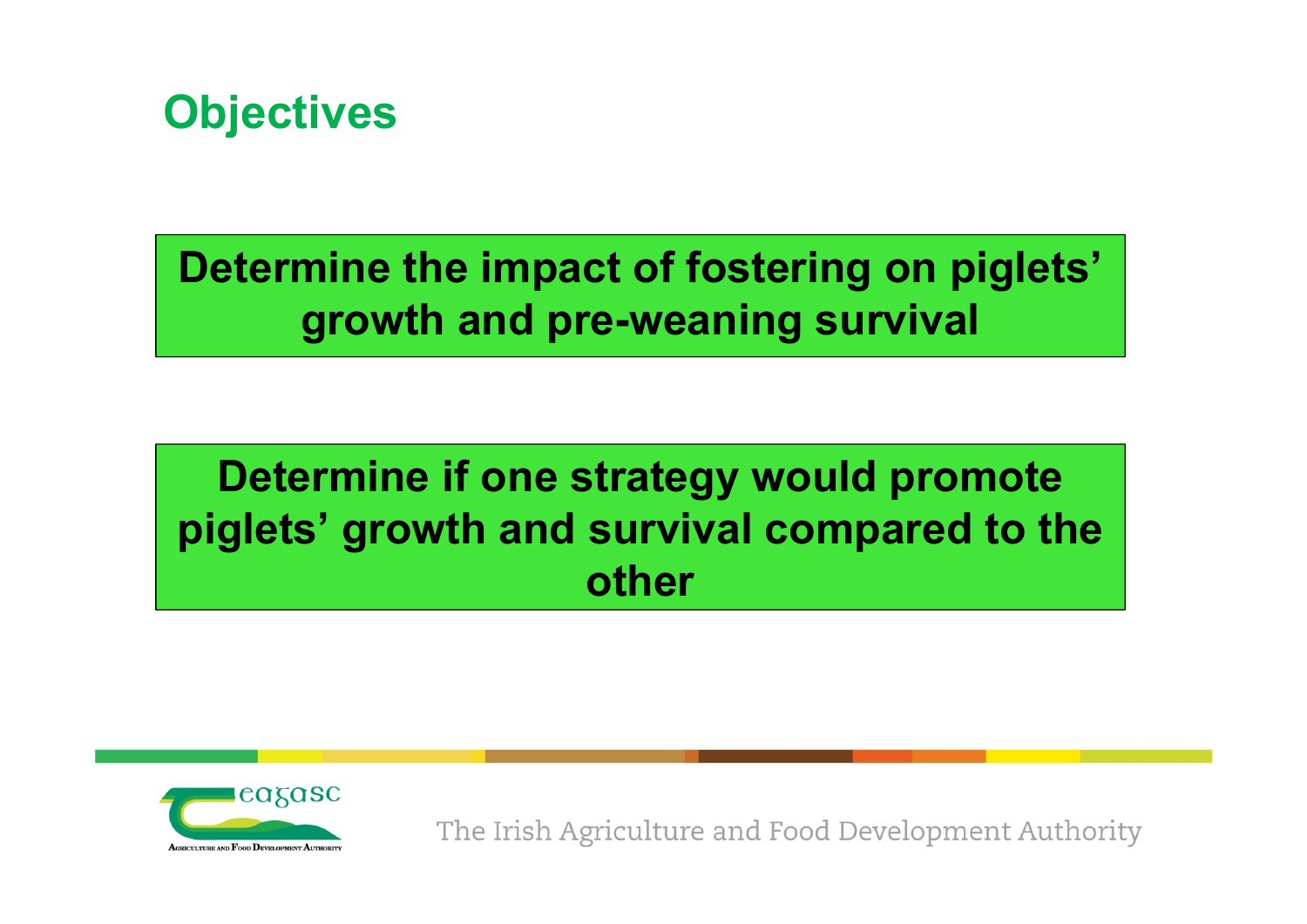# Objectives

**Determine the impact of fostering on piglets' growth and pre-weaning survival**

**Determine if one strategy would promote piglets' growth and survival compared to the other**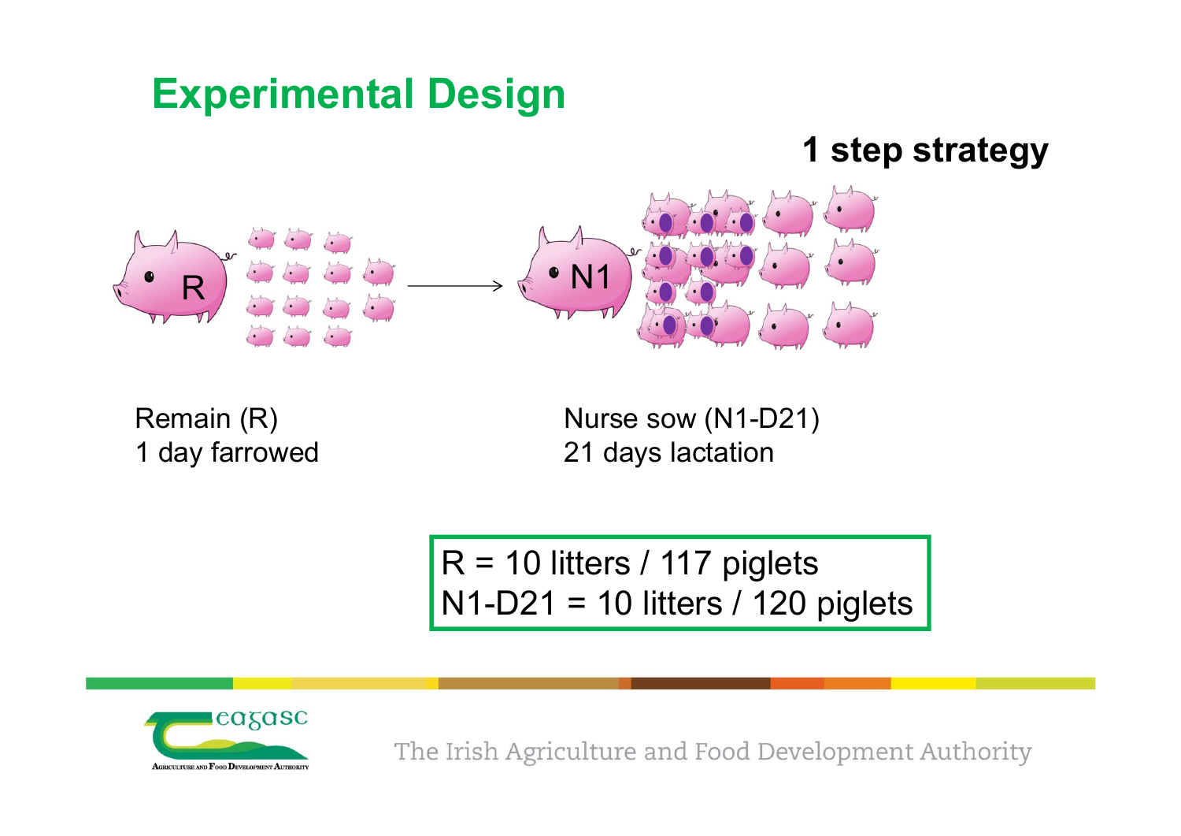# Experimental Design

**1 step strategy**

Remain (R)
1 day farrowed

Nurse sow (N1-D21)
21 days lactation

R = 10 litters / 117 piglets
N1-D21 = 10 litters / 120 piglets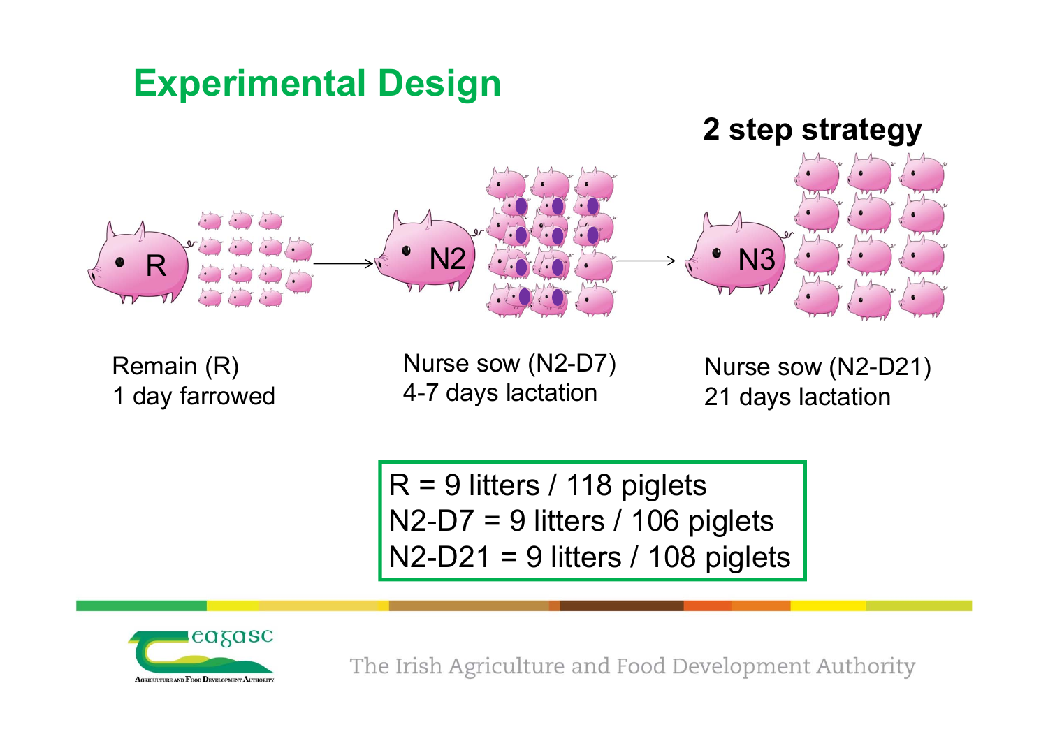# Experimental Design

**2 step strategy**

R → N2 → N3

Remain (R)
1 day farrowed

Nurse sow (N2-D7)
4-7 days lactation

Nurse sow (N2-D21)
21 days lactation

R = 9 litters / 118 piglets
N2-D7 = 9 litters / 106 piglets
N2-D21 = 9 litters / 108 piglets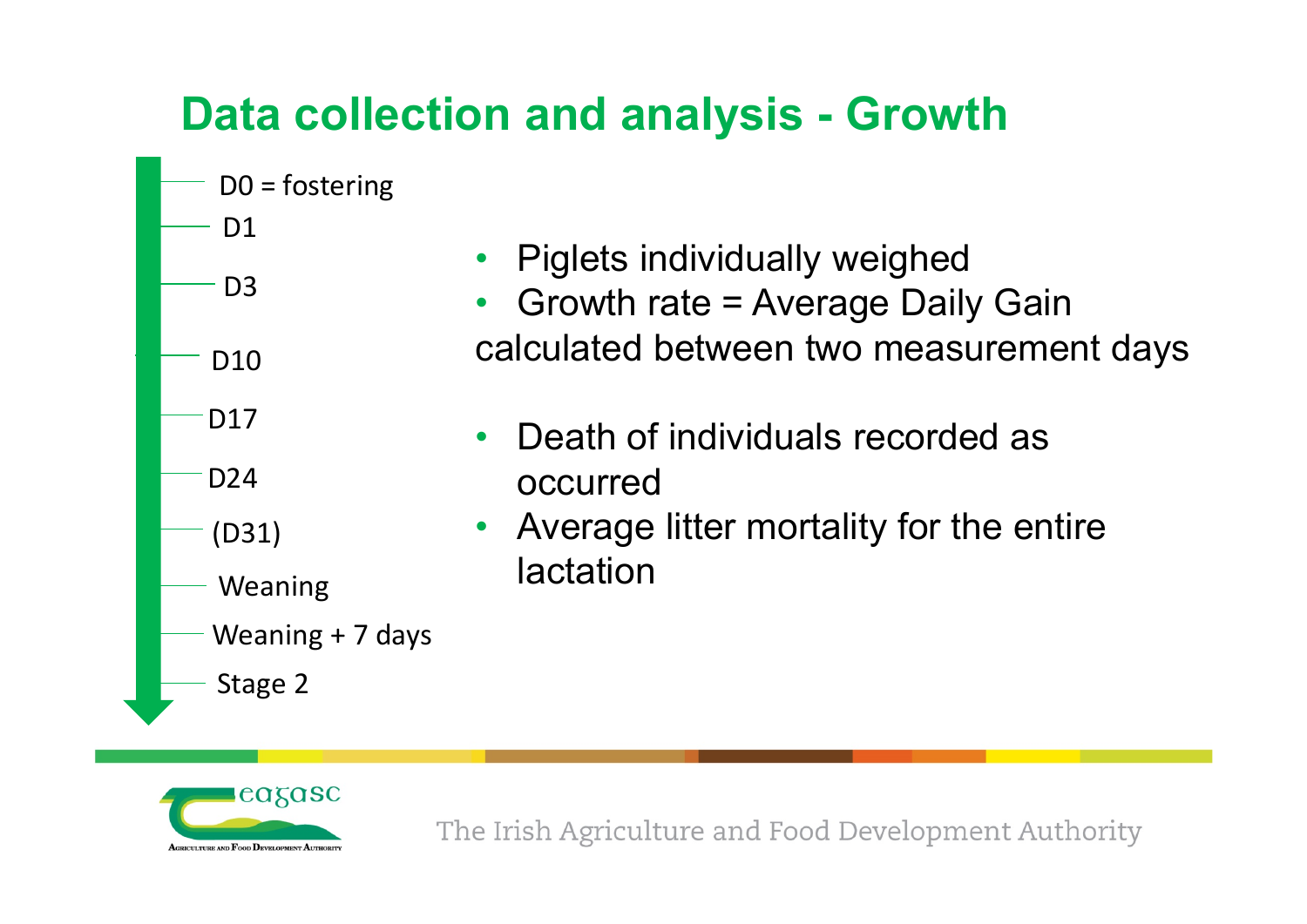# Data collection and analysis - Growth

- D0 = fostering
- D1
- D3
- D10
- D17
- D24
- (D31)
- Weaning
- Weaning + 7 days
- Stage 2

- Piglets individually weighed
- Growth rate = Average Daily Gain calculated between two measurement days

- Death of individuals recorded as occurred
- Average litter mortality for the entire lactation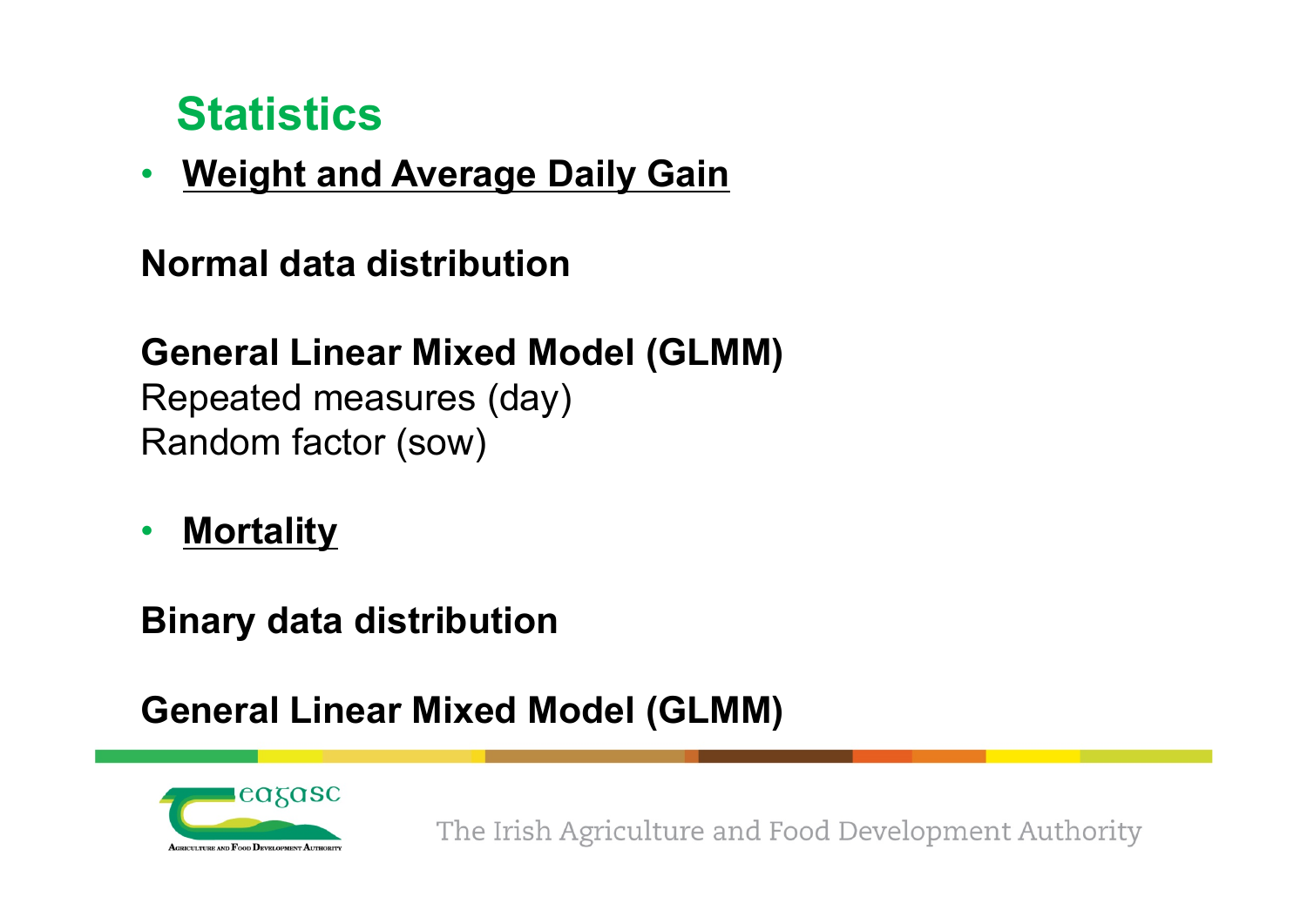## Statistics

- **Weight and Average Daily Gain**

**Normal data distribution**

**General Linear Mixed Model (GLMM)**
Repeated measures (day)
Random factor (sow)

- **Mortality**

**Binary data distribution**

**General Linear Mixed Model (GLMM)**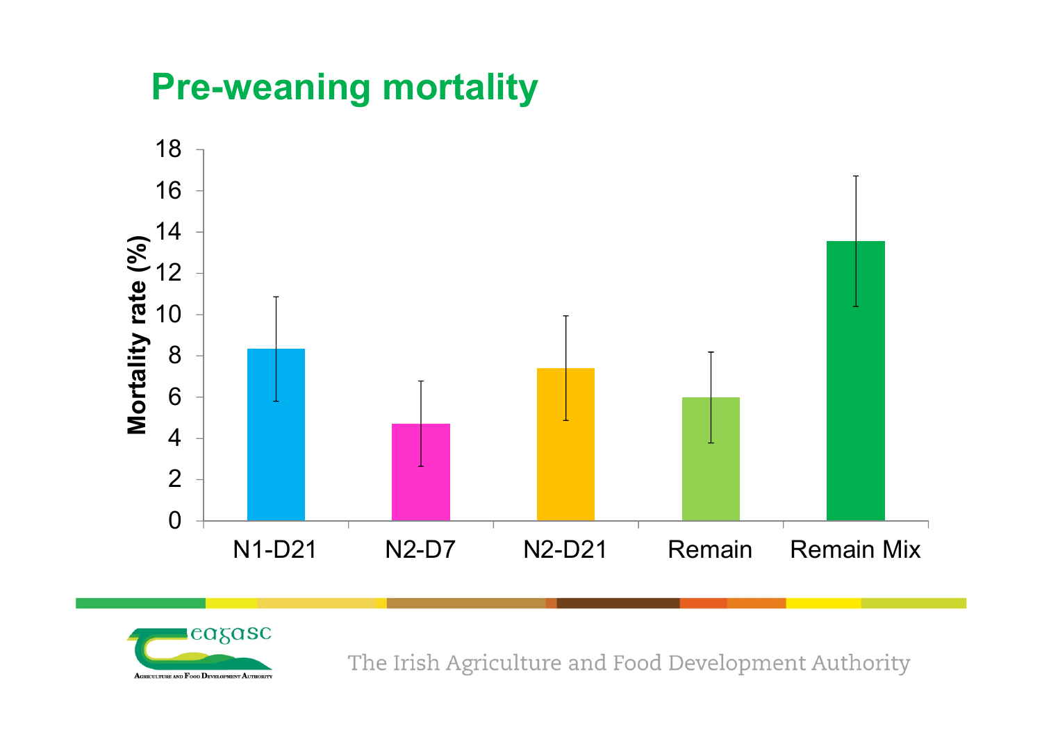# Pre-weaning mortality

Mortality rate (%)

18
16
14
12
10
8
6
4
2
0

N1-D21 N2-D7 N2-D21 Remain Remain Mix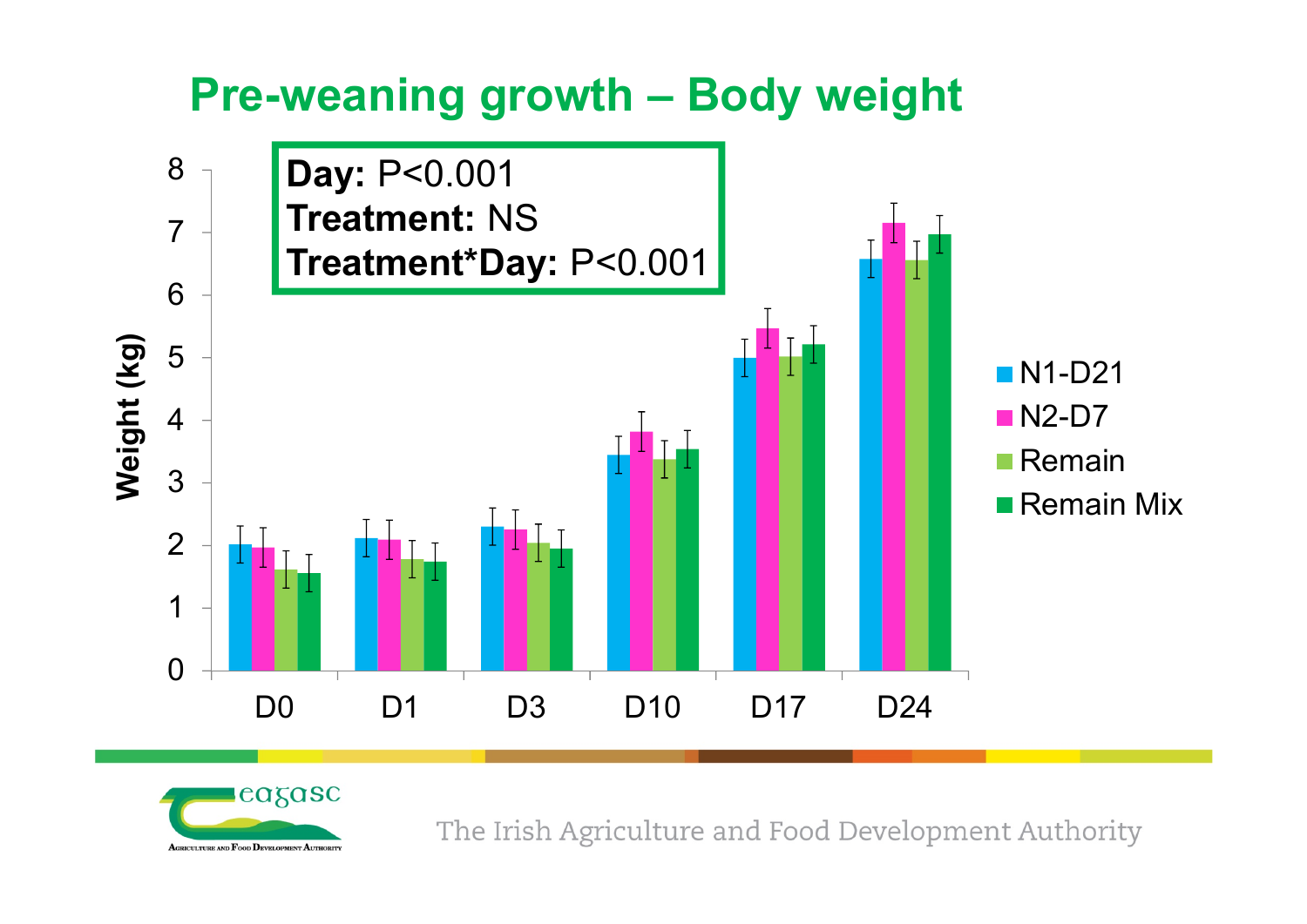# Pre-weaning growth – Body weight

**Day:** P<0.001
**Treatment:** NS
**Treatment*Day:** P<0.001

Weight (kg)

0
1
2
3
4
5
6
7
8

D0 D1 D3 D10 D17 D24

N1-D21
N2-D7
Remain
Remain Mix

The Irish Agriculture and Food Development Authority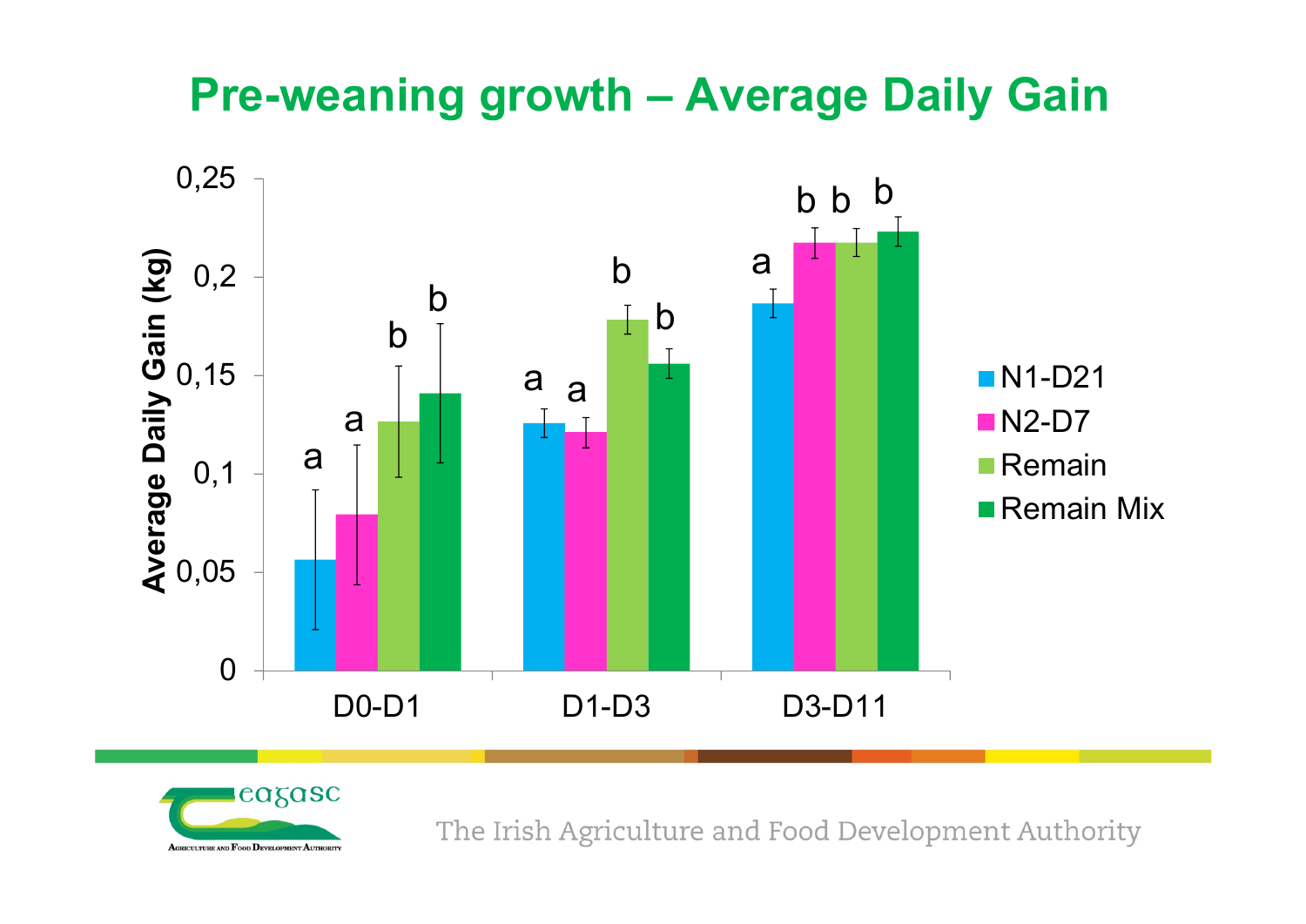# Pre-weaning growth – Average Daily Gain

Average Daily Gain (kg)

| | N1-D21 | N2-D7 | Remain | Remain Mix |
|---|---|---|---|---|
| D0-D1 | a | a | b | b |
| D1-D3 | a | a | b | b |
| D3-D11 | a | b | b | b |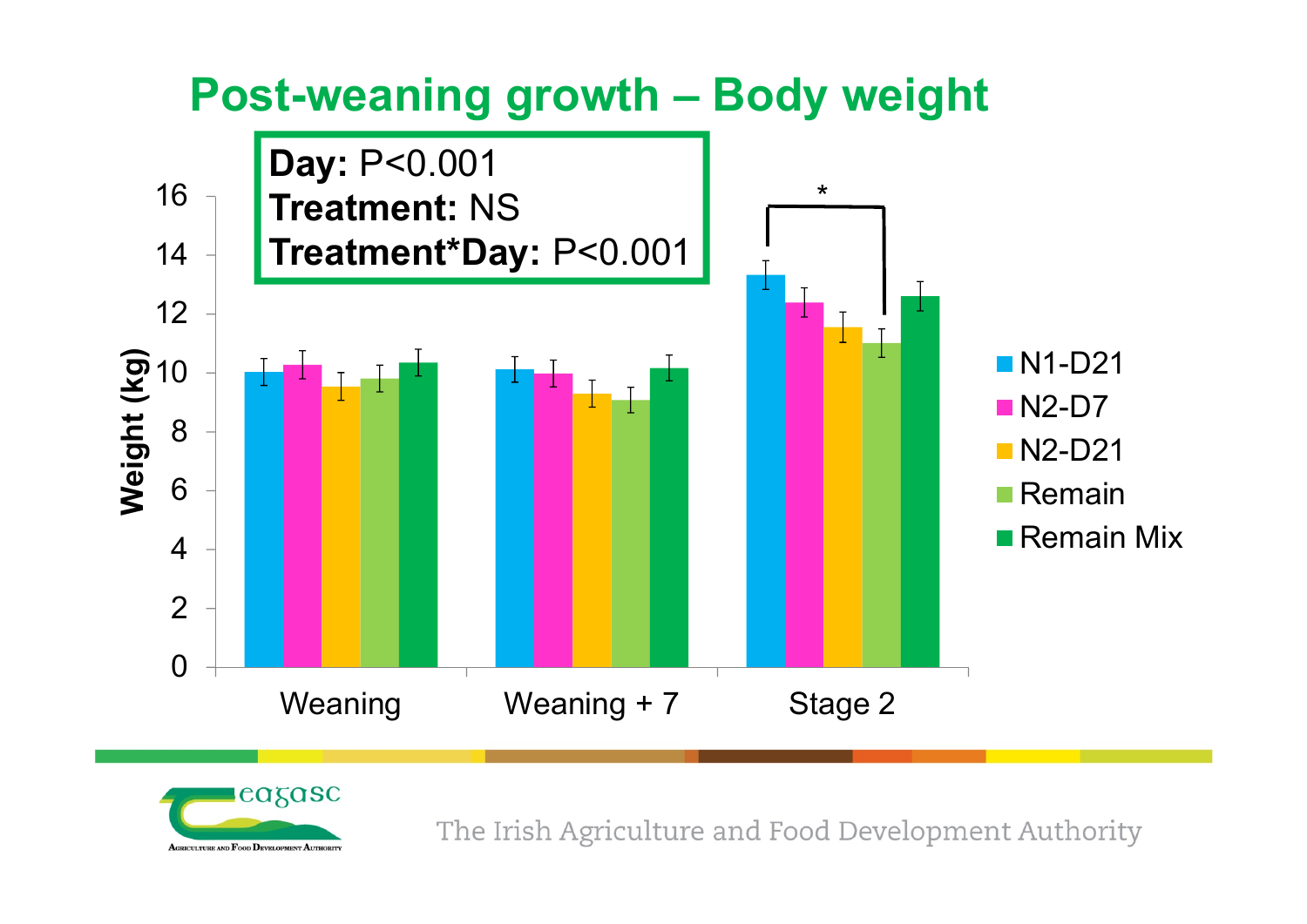# Post-weaning growth – Body weight

**Day:** P<0.001
**Treatment:** NS
**Treatment*Day:** P<0.001

Weight (kg)

16
14
12
10
8
6
4
2
0

Weaning | Weaning + 7 | Stage 2

\*

- N1-D21
- N2-D7
- N2-D21
- Remain
- Remain Mix

Teagasc — The Irish Agriculture and Food Development Authority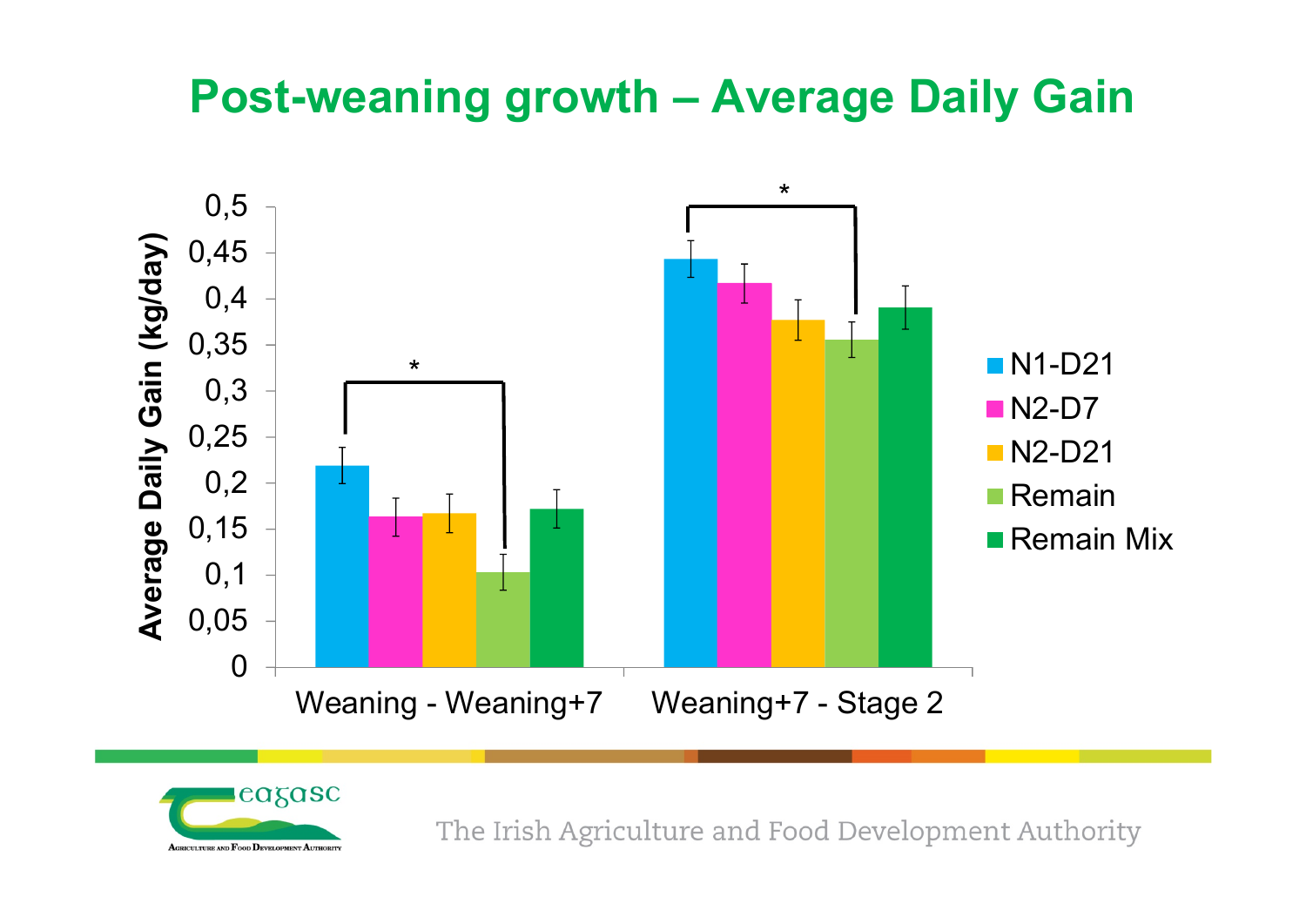# Post-weaning growth – Average Daily Gain

Average Daily Gain (kg/day)

0,5
0,45
0,4
0,35
0,3
0,25
0,2
0,15
0,1
0,05
0

*

*

Weaning - Weaning+7

Weaning+7 - Stage 2

- N1-D21
- N2-D7
- N2-D21
- Remain
- Remain Mix

Teagasc

Agriculture and Food Development Authority

The Irish Agriculture and Food Development Authority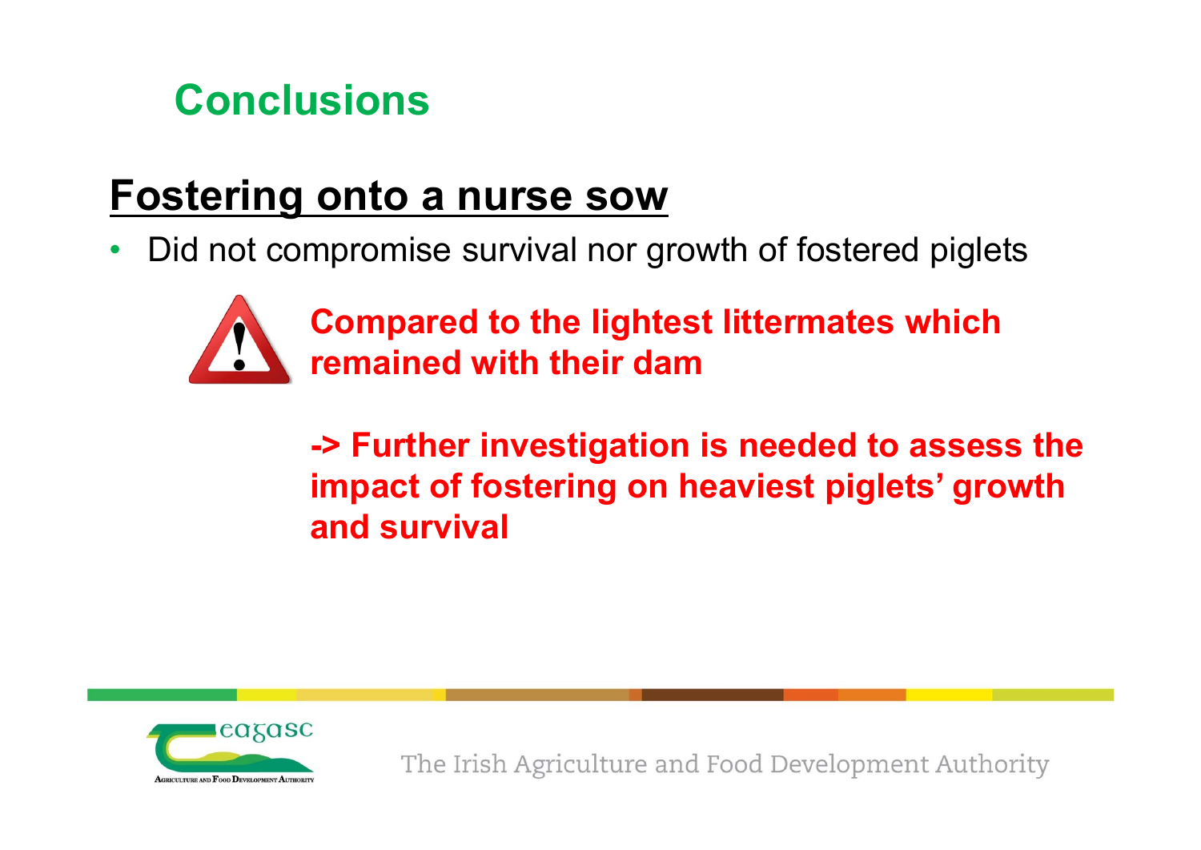# Conclusions

## Fostering onto a nurse sow

- Did not compromise survival nor growth of fostered piglets

**Compared to the lightest littermates which remained with their dam**

**-> Further investigation is needed to assess the impact of fostering on heaviest piglets' growth and survival**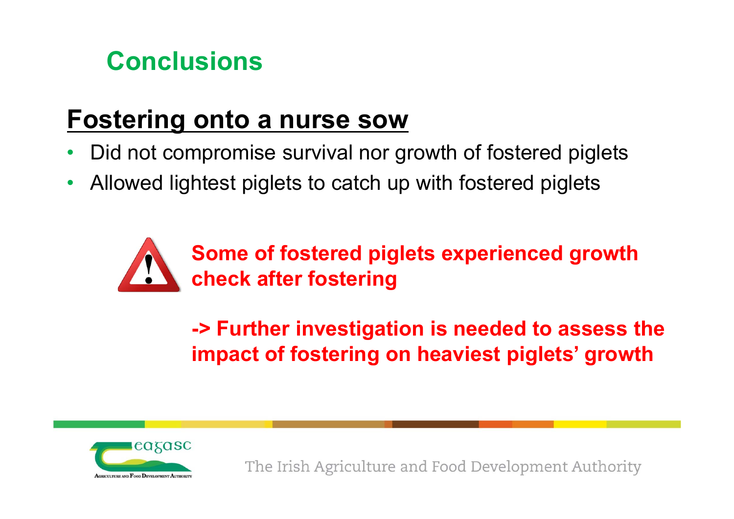# Conclusions

## Fostering onto a nurse sow

- Did not compromise survival nor growth of fostered piglets
- Allowed lightest piglets to catch up with fostered piglets

**Some of fostered piglets experienced growth check after fostering**

**-> Further investigation is needed to assess the impact of fostering on heaviest piglets' growth**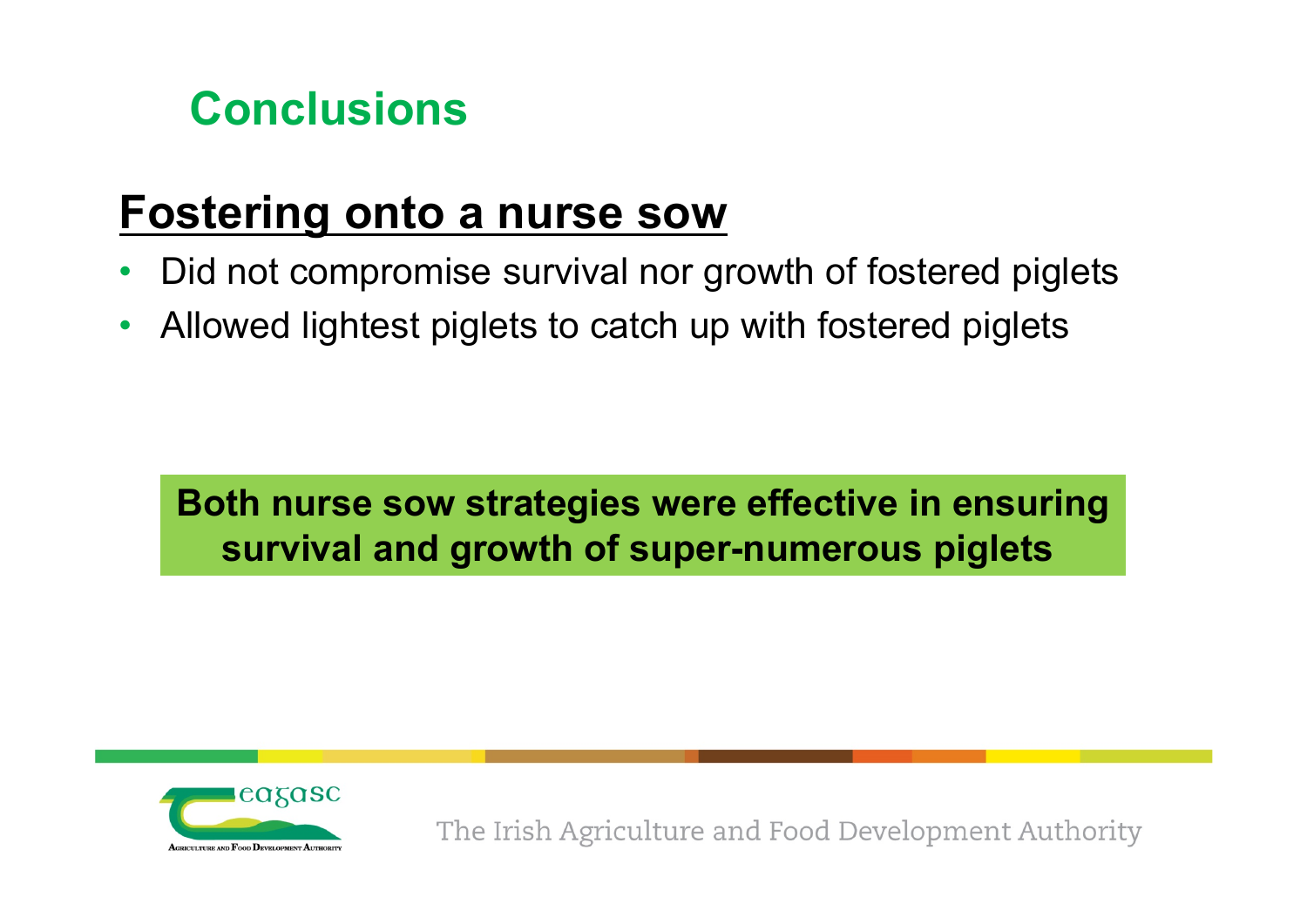# Conclusions

## Fostering onto a nurse sow

- Did not compromise survival nor growth of fostered piglets
- Allowed lightest piglets to catch up with fostered piglets

**Both nurse sow strategies were effective in ensuring survival and growth of super-numerous piglets**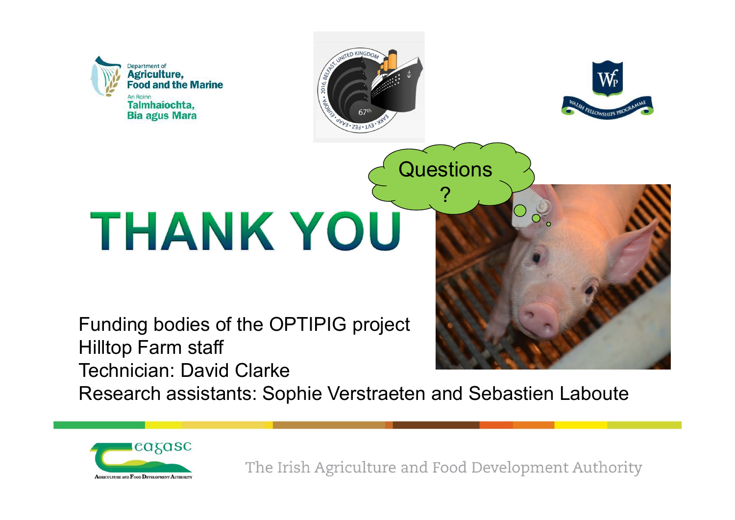# THANK YOU

Questions ?

Funding bodies of the OPTIPIG project
Hilltop Farm staff
Technician: David Clarke
Research assistants: Sophie Verstraeten and Sebastien Laboute